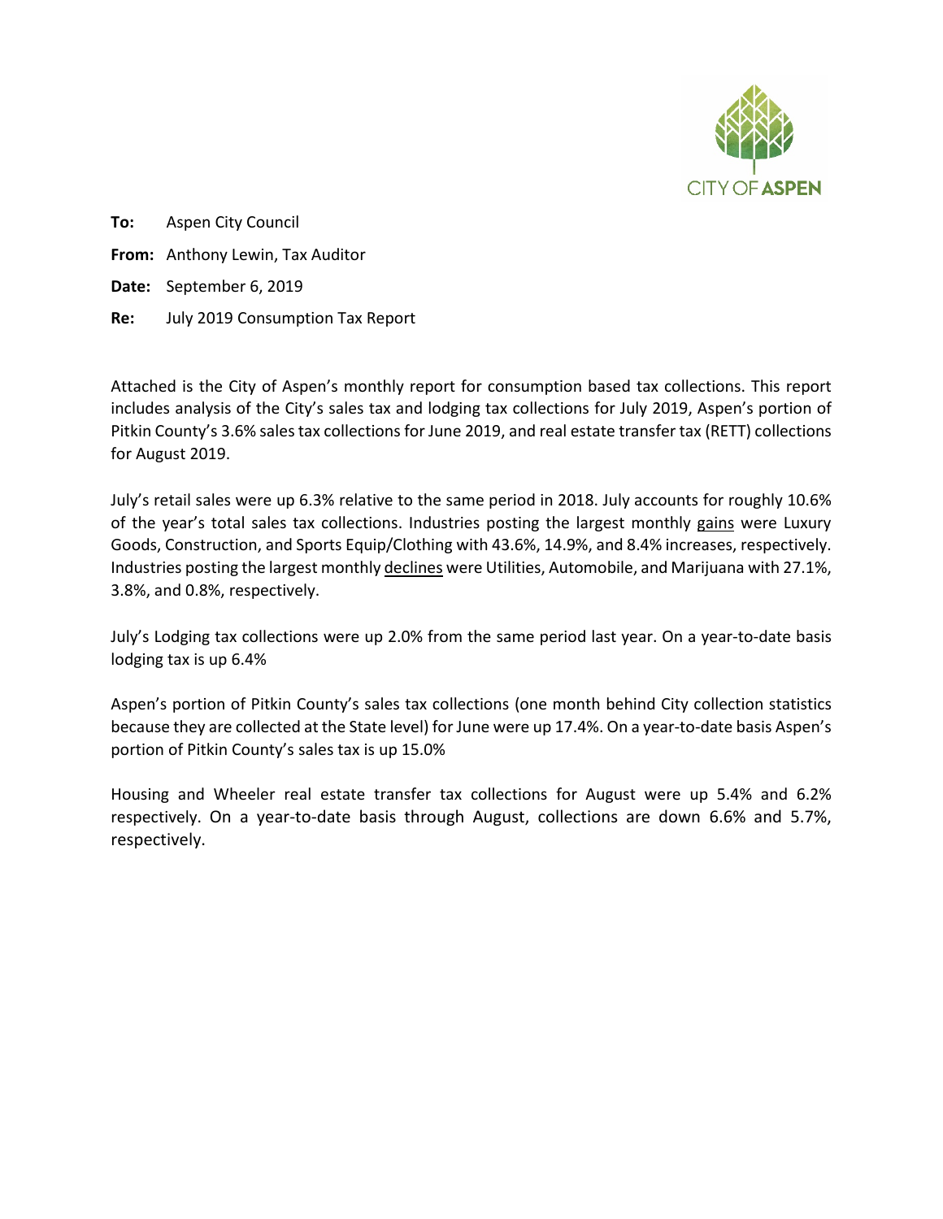CITY OF ASPEN

**To:** Aspen City Council

**From:** Anthony Lewin, Tax Auditor

**Date:** September 6, 2019

**Re:** July 2019 Consumption Tax Report

Attached is the City of Aspen's monthly report for consumption based tax collections. This report includes analysis of the City's sales tax and lodging tax collections for July 2019, Aspen's portion of Pitkin County's 3.6% sales tax collections for June 2019, and real estate transfer tax (RETT) collections for August 2019.

July's retail sales were up 6.3% relative to the same period in 2018. July accounts for roughly 10.6% of the year's total sales tax collections. Industries posting the largest monthly <u>gains</u> were Luxury Goods, Construction, and Sports Equip/Clothing with 43.6%, 14.9%, and 8.4% increases, respectively. Industries posting the largest monthly <u>declines</u> were Utilities, Automobile, and Marijuana with 27.1%, 3.8%, and 0.8%, respectively.

July's Lodging tax collections were up 2.0% from the same period last year. On a year-to-date basis lodging tax is up 6.4%

Aspen's portion of Pitkin County's sales tax collections (one month behind City collection statistics because they are collected at the State level) for June were up 17.4%. On a year-to-date basis Aspen's portion of Pitkin County's sales tax is up 15.0%

Housing and Wheeler real estate transfer tax collections for August were up 5.4% and 6.2% respectively. On a year-to-date basis through August, collections are down 6.6% and 5.7%, respectively.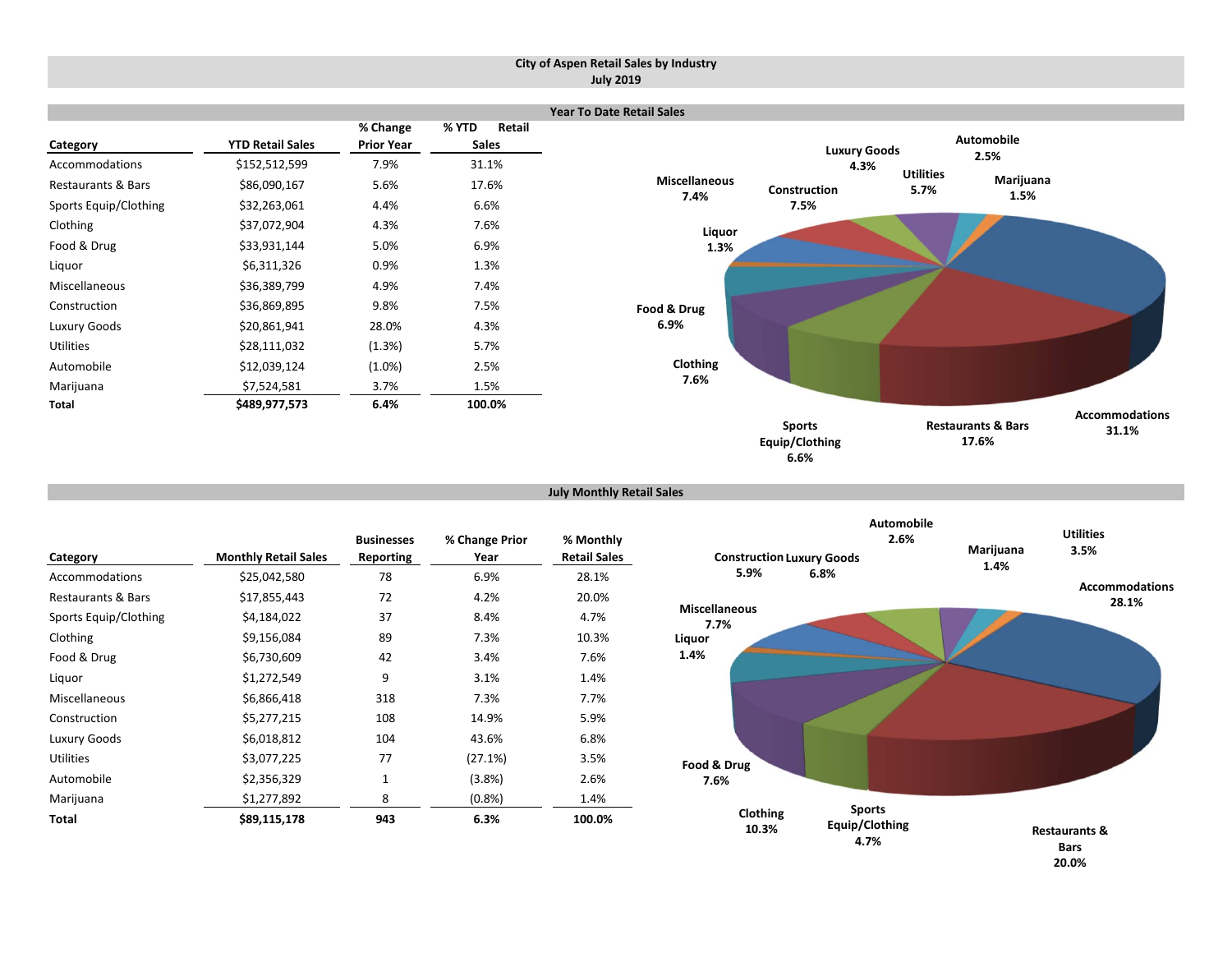# City of Aspen Retail Sales by Industry
## July 2019

### Year To Date Retail Sales

| Category | YTD Retail Sales | % Change Prior Year | % YTD Retail Sales |
|---|---|---|---|
| Accommodations | $152,512,599 | 7.9% | 31.1% |
| Restaurants & Bars | $86,090,167 | 5.6% | 17.6% |
| Sports Equip/Clothing | $32,263,061 | 4.4% | 6.6% |
| Clothing | $37,072,904 | 4.3% | 7.6% |
| Food & Drug | $33,931,144 | 5.0% | 6.9% |
| Liquor | $6,311,326 | 0.9% | 1.3% |
| Miscellaneous | $36,389,799 | 4.9% | 7.4% |
| Construction | $36,869,895 | 9.8% | 7.5% |
| Luxury Goods | $20,861,941 | 28.0% | 4.3% |
| Utilities | $28,111,032 | (1.3%) | 5.7% |
| Automobile | $12,039,124 | (1.0%) | 2.5% |
| Marijuana | $7,524,581 | 3.7% | 1.5% |
| **Total** | **$489,977,573** | **6.4%** | **100.0%** |

Accommodations 31.1%; Restaurants & Bars 17.6%; Sports Equip/Clothing 6.6%; Clothing 7.6%; Food & Drug 6.9%; Liquor 1.3%; Miscellaneous 7.4%; Construction 7.5%; Luxury Goods 4.3%; Utilities 5.7%; Automobile 2.5%; Marijuana 1.5%

### July Monthly Retail Sales

| Category | Monthly Retail Sales | Businesses Reporting | % Change Prior Year | % Monthly Retail Sales |
|---|---|---|---|---|
| Accommodations | $25,042,580 | 78 | 6.9% | 28.1% |
| Restaurants & Bars | $17,855,443 | 72 | 4.2% | 20.0% |
| Sports Equip/Clothing | $4,184,022 | 37 | 8.4% | 4.7% |
| Clothing | $9,156,084 | 89 | 7.3% | 10.3% |
| Food & Drug | $6,730,609 | 42 | 3.4% | 7.6% |
| Liquor | $1,272,549 | 9 | 3.1% | 1.4% |
| Miscellaneous | $6,866,418 | 318 | 7.3% | 7.7% |
| Construction | $5,277,215 | 108 | 14.9% | 5.9% |
| Luxury Goods | $6,018,812 | 104 | 43.6% | 6.8% |
| Utilities | $3,077,225 | 77 | (27.1%) | 3.5% |
| Automobile | $2,356,329 | 1 | (3.8%) | 2.6% |
| Marijuana | $1,277,892 | 8 | (0.8%) | 1.4% |
| **Total** | **$89,115,178** | **943** | **6.3%** | **100.0%** |

Accommodations 28.1%; Restaurants & Bars 20.0%; Sports Equip/Clothing 4.7%; Clothing 10.3%; Food & Drug 7.6%; Liquor 1.4%; Miscellaneous 7.7%; Construction 5.9%; Luxury Goods 6.8%; Automobile 2.6%; Marijuana 1.4%; Utilities 3.5%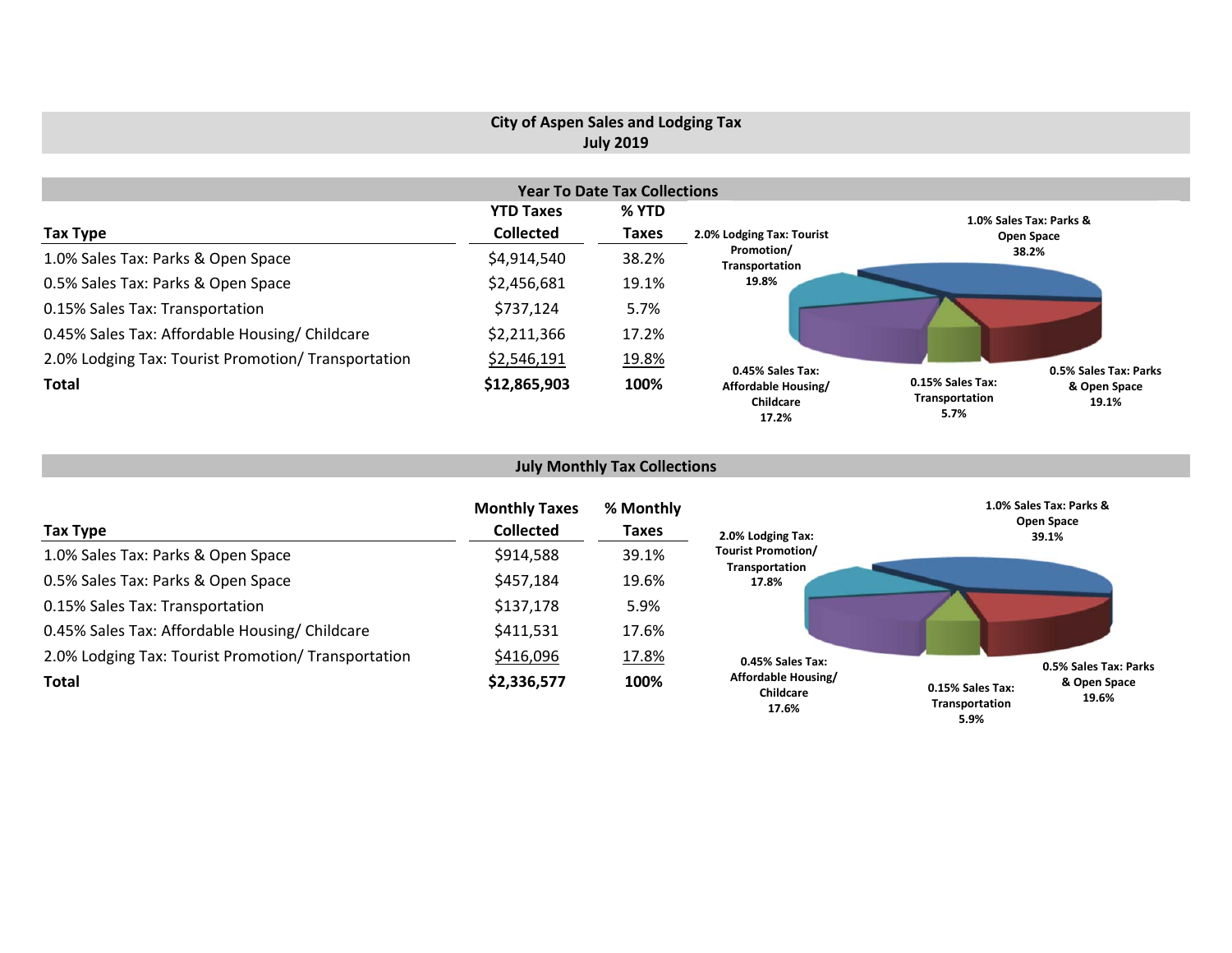# City of Aspen Sales and Lodging Tax

## July 2019

### Year To Date Tax Collections

| Tax Type | YTD Taxes Collected | % YTD Taxes |
|---|---|---|
| 1.0% Sales Tax: Parks & Open Space | $4,914,540 | 38.2% |
| 0.5% Sales Tax: Parks & Open Space | $2,456,681 | 19.1% |
| 0.15% Sales Tax: Transportation | $737,124 | 5.7% |
| 0.45% Sales Tax: Affordable Housing/ Childcare | $2,211,366 | 17.2% |
| 2.0% Lodging Tax: Tourist Promotion/ Transportation | $2,546,191 | 19.8% |
| **Total** | **$12,865,903** | **100%** |

2.0% Lodging Tax: Tourist Promotion/ Transportation 19.8%

1.0% Sales Tax: Parks & Open Space 38.2%

0.45% Sales Tax: Affordable Housing/ Childcare 17.2%

0.15% Sales Tax: Transportation 5.7%

0.5% Sales Tax: Parks & Open Space 19.1%

### July Monthly Tax Collections

| Tax Type | Monthly Taxes Collected | % Monthly Taxes |
|---|---|---|
| 1.0% Sales Tax: Parks & Open Space | $914,588 | 39.1% |
| 0.5% Sales Tax: Parks & Open Space | $457,184 | 19.6% |
| 0.15% Sales Tax: Transportation | $137,178 | 5.9% |
| 0.45% Sales Tax: Affordable Housing/ Childcare | $411,531 | 17.6% |
| 2.0% Lodging Tax: Tourist Promotion/ Transportation | $416,096 | 17.8% |
| **Total** | **$2,336,577** | **100%** |

1.0% Sales Tax: Parks & Open Space 39.1%

2.0% Lodging Tax: Tourist Promotion/ Transportation 17.8%

0.45% Sales Tax: Affordable Housing/ Childcare 17.6%

0.15% Sales Tax: Transportation 5.9%

0.5% Sales Tax: Parks & Open Space 19.6%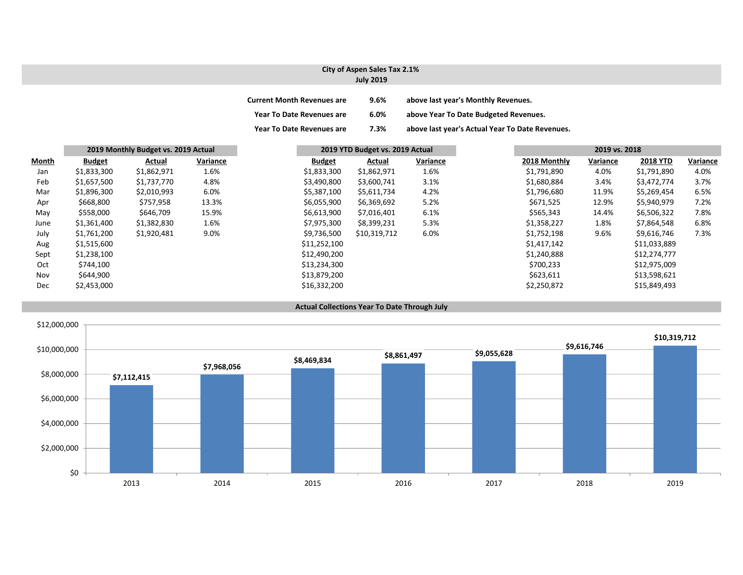**City of Aspen Sales Tax 2.1%**
**July 2019**

**Current Month Revenues are** **9.6%** **above last year's Monthly Revenues.**

**Year To Date Revenues are** **6.0%** **above Year To Date Budgeted Revenues.**

**Year To Date Revenues are** **7.3%** **above last year's Actual Year To Date Revenues.**

| | 2019 Monthly Budget vs. 2019 Actual | | | 2019 YTD Budget vs. 2019 Actual | | | 2019 vs. 2018 | | | |
|---|---|---|---|---|---|---|---|---|---|---|
| **Month** | **Budget** | **Actual** | **Variance** | **Budget** | **Actual** | **Variance** | **2018 Monthly** | **Variance** | **2018 YTD** | **Variance** |
| Jan | $1,833,300 | $1,862,971 | 1.6% | $1,833,300 | $1,862,971 | 1.6% | $1,791,890 | 4.0% | $1,791,890 | 4.0% |
| Feb | $1,657,500 | $1,737,770 | 4.8% | $3,490,800 | $3,600,741 | 3.1% | $1,680,884 | 3.4% | $3,472,774 | 3.7% |
| Mar | $1,896,300 | $2,010,993 | 6.0% | $5,387,100 | $5,611,734 | 4.2% | $1,796,680 | 11.9% | $5,269,454 | 6.5% |
| Apr | $668,800 | $757,958 | 13.3% | $6,055,900 | $6,369,692 | 5.2% | $671,525 | 12.9% | $5,940,979 | 7.2% |
| May | $558,000 | $646,709 | 15.9% | $6,613,900 | $7,016,401 | 6.1% | $565,343 | 14.4% | $6,506,322 | 7.8% |
| June | $1,361,400 | $1,382,830 | 1.6% | $7,975,300 | $8,399,231 | 5.3% | $1,358,227 | 1.8% | $7,864,548 | 6.8% |
| July | $1,761,200 | $1,920,481 | 9.0% | $9,736,500 | $10,319,712 | 6.0% | $1,752,198 | 9.6% | $9,616,746 | 7.3% |
| Aug | $1,515,600 | | | $11,252,100 | | | $1,417,142 | | $11,033,889 | |
| Sept | $1,238,100 | | | $12,490,200 | | | $1,240,888 | | $12,274,777 | |
| Oct | $744,100 | | | $13,234,300 | | | $700,233 | | $12,975,009 | |
| Nov | $644,900 | | | $13,879,200 | | | $623,611 | | $13,598,621 | |
| Dec | $2,453,000 | | | $16,332,200 | | | $2,250,872 | | $15,849,493 | |

**Actual Collections Year To Date Through July**

| Year | Actual Collections YTD |
|---|---|
| 2013 | $7,112,415 |
| 2014 | $7,968,056 |
| 2015 | $8,469,834 |
| 2016 | $8,861,497 |
| 2017 | $9,055,628 |
| 2018 | $9,616,746 |
| 2019 | $10,319,712 |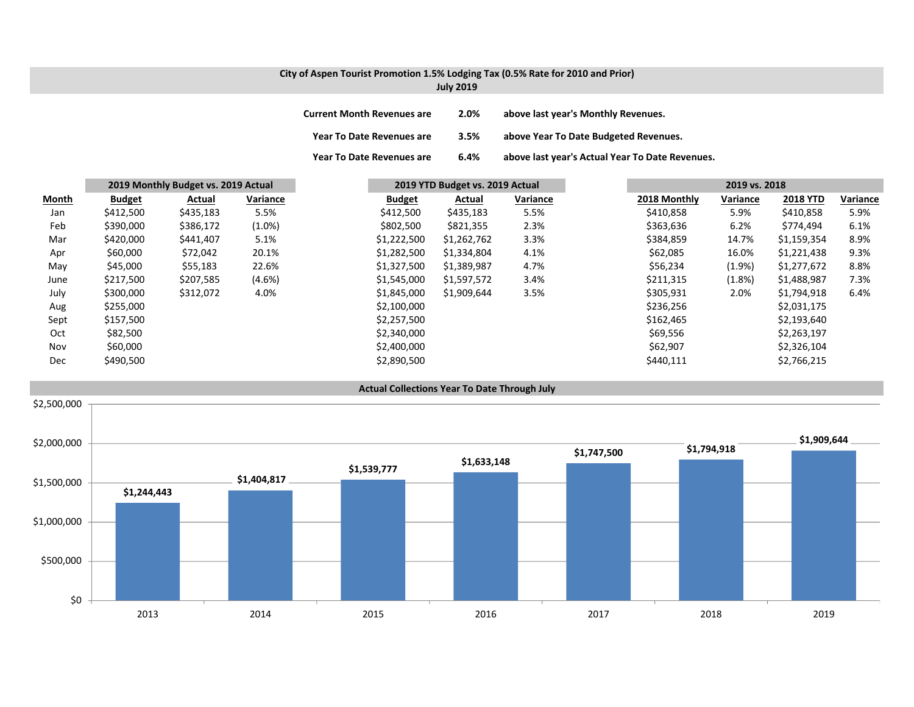**City of Aspen Tourist Promotion 1.5% Lodging Tax (0.5% Rate for 2010 and Prior)**
**July 2019**

**Current Month Revenues are 2.0% above last year's Monthly Revenues.**

**Year To Date Revenues are 3.5% above Year To Date Budgeted Revenues.**

**Year To Date Revenues are 6.4% above last year's Actual Year To Date Revenues.**

| | 2019 Monthly Budget vs. 2019 Actual | | | 2019 YTD Budget vs. 2019 Actual | | | 2019 vs. 2018 | | | |
|---|---|---|---|---|---|---|---|---|---|---|
| **Month** | **Budget** | **Actual** | **Variance** | **Budget** | **Actual** | **Variance** | **2018 Monthly** | **Variance** | **2018 YTD** | **Variance** |
| Jan | $412,500 | $435,183 | 5.5% | $412,500 | $435,183 | 5.5% | $410,858 | 5.9% | $410,858 | 5.9% |
| Feb | $390,000 | $386,172 | (1.0%) | $802,500 | $821,355 | 2.3% | $363,636 | 6.2% | $774,494 | 6.1% |
| Mar | $420,000 | $441,407 | 5.1% | $1,222,500 | $1,262,762 | 3.3% | $384,859 | 14.7% | $1,159,354 | 8.9% |
| Apr | $60,000 | $72,042 | 20.1% | $1,282,500 | $1,334,804 | 4.1% | $62,085 | 16.0% | $1,221,438 | 9.3% |
| May | $45,000 | $55,183 | 22.6% | $1,327,500 | $1,389,987 | 4.7% | $56,234 | (1.9%) | $1,277,672 | 8.8% |
| June | $217,500 | $207,585 | (4.6%) | $1,545,000 | $1,597,572 | 3.4% | $211,315 | (1.8%) | $1,488,987 | 7.3% |
| July | $300,000 | $312,072 | 4.0% | $1,845,000 | $1,909,644 | 3.5% | $305,931 | 2.0% | $1,794,918 | 6.4% |
| Aug | $255,000 | | | $2,100,000 | | | $236,256 | | $2,031,175 | |
| Sept | $157,500 | | | $2,257,500 | | | $162,465 | | $2,193,640 | |
| Oct | $82,500 | | | $2,340,000 | | | $69,556 | | $2,263,197 | |
| Nov | $60,000 | | | $2,400,000 | | | $62,907 | | $2,326,104 | |
| Dec | $490,500 | | | $2,890,500 | | | $440,111 | | $2,766,215 | |

**Actual Collections Year To Date Through July**

| Year | Amount |
|---|---|
| 2013 | $1,244,443 |
| 2014 | $1,404,817 |
| 2015 | $1,539,777 |
| 2016 | $1,633,148 |
| 2017 | $1,747,500 |
| 2018 | $1,794,918 |
| 2019 | $1,909,644 |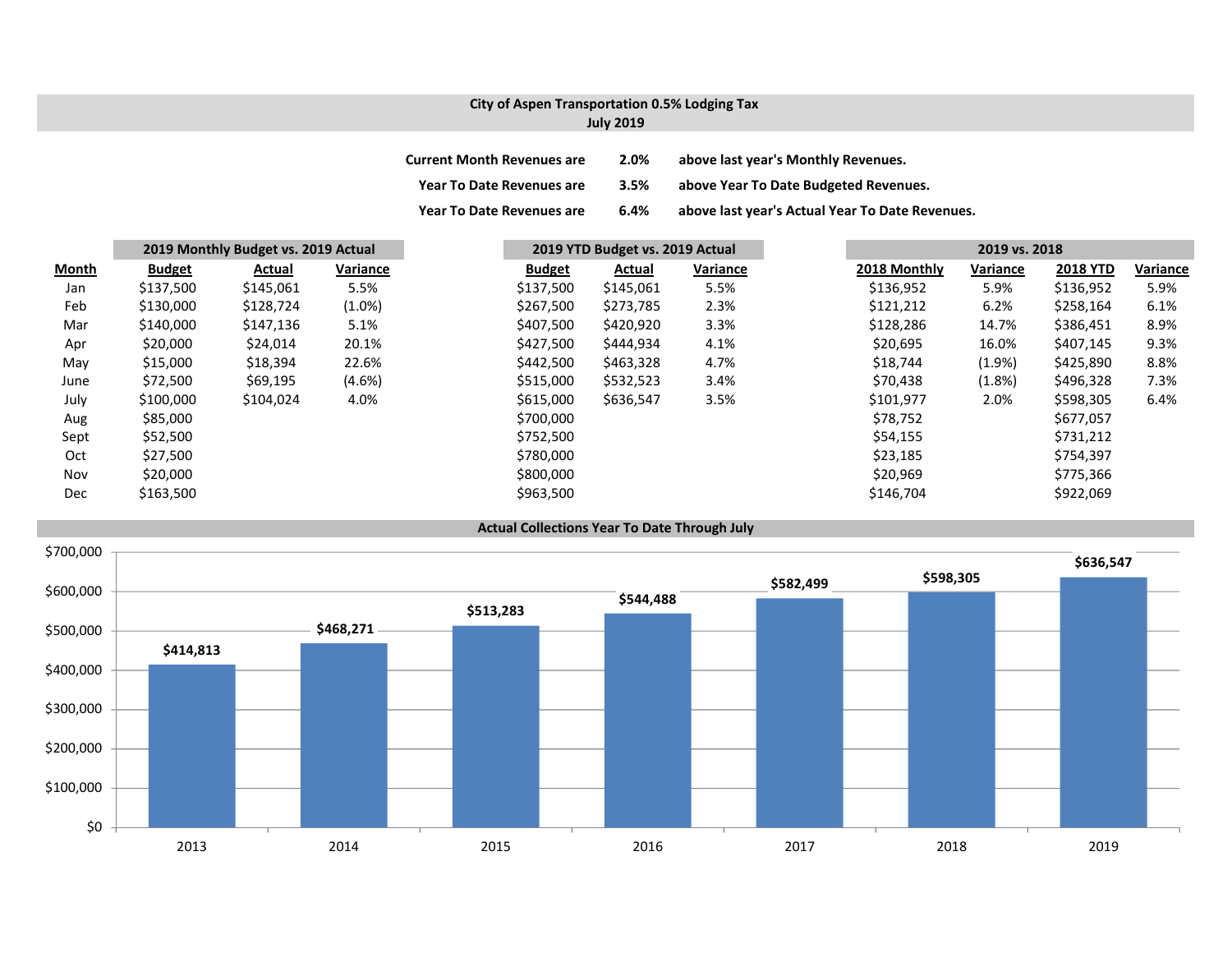## City of Aspen Transportation 0.5% Lodging Tax
### July 2019

**Current Month Revenues are 2.0% above last year's Monthly Revenues.**

**Year To Date Revenues are 3.5% above Year To Date Budgeted Revenues.**

**Year To Date Revenues are 6.4% above last year's Actual Year To Date Revenues.**

| | 2019 Monthly Budget vs. 2019 Actual | | | 2019 YTD Budget vs. 2019 Actual | | | 2019 vs. 2018 | | | |
|---|---|---|---|---|---|---|---|---|---|---|
| **Month** | **Budget** | **Actual** | **Variance** | **Budget** | **Actual** | **Variance** | **2018 Monthly** | **Variance** | **2018 YTD** | **Variance** |
| Jan | $137,500 | $145,061 | 5.5% | $137,500 | $145,061 | 5.5% | $136,952 | 5.9% | $136,952 | 5.9% |
| Feb | $130,000 | $128,724 | (1.0%) | $267,500 | $273,785 | 2.3% | $121,212 | 6.2% | $258,164 | 6.1% |
| Mar | $140,000 | $147,136 | 5.1% | $407,500 | $420,920 | 3.3% | $128,286 | 14.7% | $386,451 | 8.9% |
| Apr | $20,000 | $24,014 | 20.1% | $427,500 | $444,934 | 4.1% | $20,695 | 16.0% | $407,145 | 9.3% |
| May | $15,000 | $18,394 | 22.6% | $442,500 | $463,328 | 4.7% | $18,744 | (1.9%) | $425,890 | 8.8% |
| June | $72,500 | $69,195 | (4.6%) | $515,000 | $532,523 | 3.4% | $70,438 | (1.8%) | $496,328 | 7.3% |
| July | $100,000 | $104,024 | 4.0% | $615,000 | $636,547 | 3.5% | $101,977 | 2.0% | $598,305 | 6.4% |
| Aug | $85,000 | | | $700,000 | | | $78,752 | | $677,057 | |
| Sept | $52,500 | | | $752,500 | | | $54,155 | | $731,212 | |
| Oct | $27,500 | | | $780,000 | | | $23,185 | | $754,397 | |
| Nov | $20,000 | | | $800,000 | | | $20,969 | | $775,366 | |
| Dec | $163,500 | | | $963,500 | | | $146,704 | | $922,069 | |

### Actual Collections Year To Date Through July

| Year | Collections |
|---|---|
| 2013 | $414,813 |
| 2014 | $468,271 |
| 2015 | $513,283 |
| 2016 | $544,488 |
| 2017 | $582,499 |
| 2018 | $598,305 |
| 2019 | $636,547 |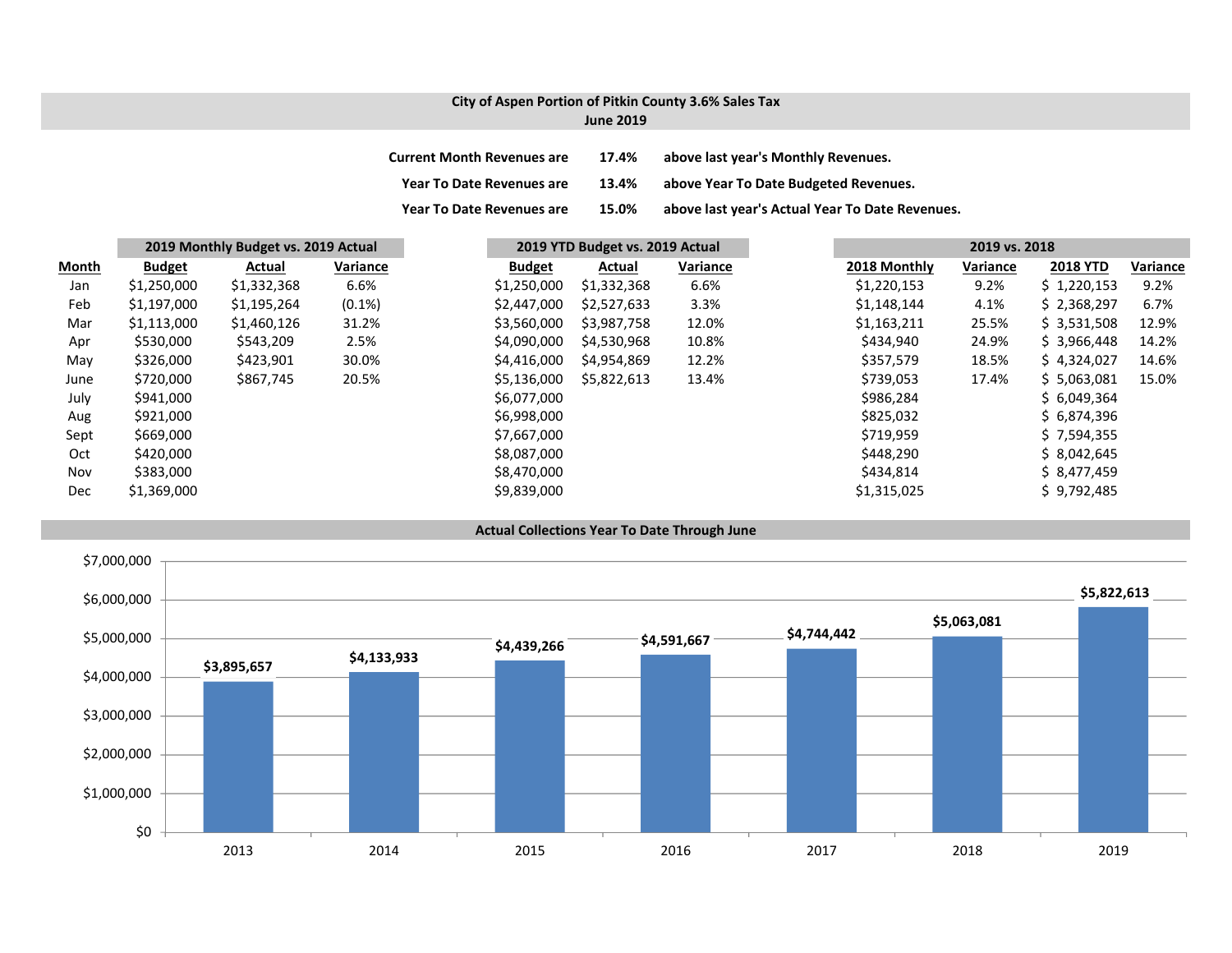## City of Aspen Portion of Pitkin County 3.6% Sales Tax
### June 2019

| | | |
|---|---|---|
| **Current Month Revenues are** | **17.4%** | **above last year's Monthly Revenues.** |
| **Year To Date Revenues are** | **13.4%** | **above Year To Date Budgeted Revenues.** |
| **Year To Date Revenues are** | **15.0%** | **above last year's Actual Year To Date Revenues.** |

| | **2019 Monthly Budget vs. 2019 Actual** | | | **2019 YTD Budget vs. 2019 Actual** | | | **2019 vs. 2018** | | | |
|---|---|---|---|---|---|---|---|---|---|---|
| **Month** | **Budget** | **Actual** | **Variance** | **Budget** | **Actual** | **Variance** | **2018 Monthly** | **Variance** | **2018 YTD** | **Variance** |
| Jan | $1,250,000 | $1,332,368 | 6.6% | $1,250,000 | $1,332,368 | 6.6% | $1,220,153 | 9.2% | $ 1,220,153 | 9.2% |
| Feb | $1,197,000 | $1,195,264 | (0.1%) | $2,447,000 | $2,527,633 | 3.3% | $1,148,144 | 4.1% | $ 2,368,297 | 6.7% |
| Mar | $1,113,000 | $1,460,126 | 31.2% | $3,560,000 | $3,987,758 | 12.0% | $1,163,211 | 25.5% | $ 3,531,508 | 12.9% |
| Apr | $530,000 | $543,209 | 2.5% | $4,090,000 | $4,530,968 | 10.8% | $434,940 | 24.9% | $ 3,966,448 | 14.2% |
| May | $326,000 | $423,901 | 30.0% | $4,416,000 | $4,954,869 | 12.2% | $357,579 | 18.5% | $ 4,324,027 | 14.6% |
| June | $720,000 | $867,745 | 20.5% | $5,136,000 | $5,822,613 | 13.4% | $739,053 | 17.4% | $ 5,063,081 | 15.0% |
| July | $941,000 | | | $6,077,000 | | | $986,284 | | $ 6,049,364 | |
| Aug | $921,000 | | | $6,998,000 | | | $825,032 | | $ 6,874,396 | |
| Sept | $669,000 | | | $7,667,000 | | | $719,959 | | $ 7,594,355 | |
| Oct | $420,000 | | | $8,087,000 | | | $448,290 | | $ 8,042,645 | |
| Nov | $383,000 | | | $8,470,000 | | | $434,814 | | $ 8,477,459 | |
| Dec | $1,369,000 | | | $9,839,000 | | | $1,315,025 | | $ 9,792,485 | |

### Actual Collections Year To Date Through June

| Year | Amount |
|---|---|
| 2013 | $3,895,657 |
| 2014 | $4,133,933 |
| 2015 | $4,439,266 |
| 2016 | $4,591,667 |
| 2017 | $4,744,442 |
| 2018 | $5,063,081 |
| 2019 | $5,822,613 |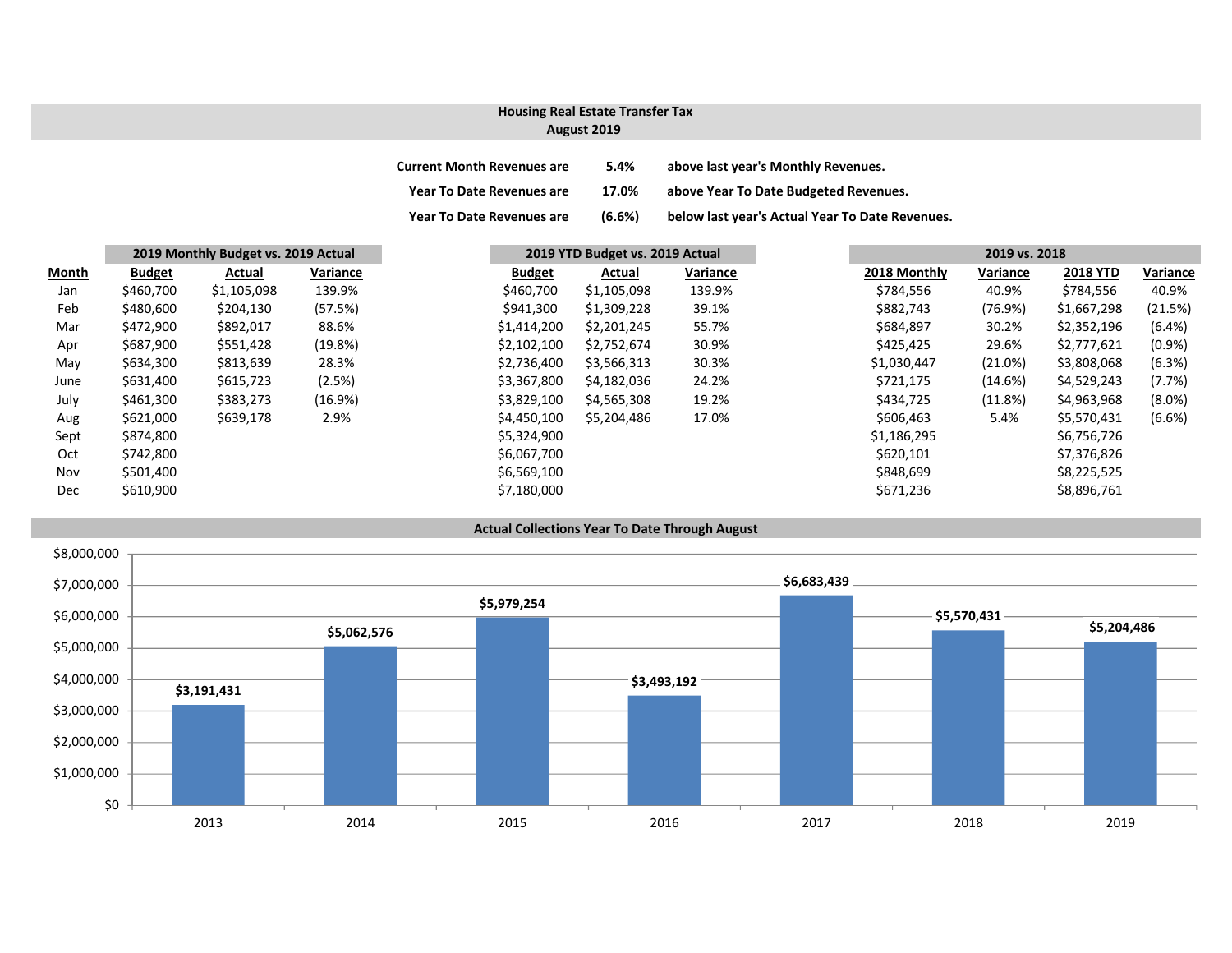## Housing Real Estate Transfer Tax
## August 2019

| | | |
|---|---|---|
| **Current Month Revenues are** | **5.4%** | **above last year's Monthly Revenues.** |
| **Year To Date Revenues are** | **17.0%** | **above Year To Date Budgeted Revenues.** |
| **Year To Date Revenues are** | **(6.6%)** | **below last year's Actual Year To Date Revenues.** |

| | 2019 Monthly Budget vs. 2019 Actual | | | 2019 YTD Budget vs. 2019 Actual | | | 2019 vs. 2018 | | | |
|---|---|---|---|---|---|---|---|---|---|---|
| **Month** | **Budget** | **Actual** | **Variance** | **Budget** | **Actual** | **Variance** | **2018 Monthly** | **Variance** | **2018 YTD** | **Variance** |
| Jan | $460,700 | $1,105,098 | 139.9% | $460,700 | $1,105,098 | 139.9% | $784,556 | 40.9% | $784,556 | 40.9% |
| Feb | $480,600 | $204,130 | (57.5%) | $941,300 | $1,309,228 | 39.1% | $882,743 | (76.9%) | $1,667,298 | (21.5%) |
| Mar | $472,900 | $892,017 | 88.6% | $1,414,200 | $2,201,245 | 55.7% | $684,897 | 30.2% | $2,352,196 | (6.4%) |
| Apr | $687,900 | $551,428 | (19.8%) | $2,102,100 | $2,752,674 | 30.9% | $425,425 | 29.6% | $2,777,621 | (0.9%) |
| May | $634,300 | $813,639 | 28.3% | $2,736,400 | $3,566,313 | 30.3% | $1,030,447 | (21.0%) | $3,808,068 | (6.3%) |
| June | $631,400 | $615,723 | (2.5%) | $3,367,800 | $4,182,036 | 24.2% | $721,175 | (14.6%) | $4,529,243 | (7.7%) |
| July | $461,300 | $383,273 | (16.9%) | $3,829,100 | $4,565,308 | 19.2% | $434,725 | (11.8%) | $4,963,968 | (8.0%) |
| Aug | $621,000 | $639,178 | 2.9% | $4,450,100 | $5,204,486 | 17.0% | $606,463 | 5.4% | $5,570,431 | (6.6%) |
| Sept | $874,800 | | | $5,324,900 | | | $1,186,295 | | $6,756,726 | |
| Oct | $742,800 | | | $6,067,700 | | | $620,101 | | $7,376,826 | |
| Nov | $501,400 | | | $6,569,100 | | | $848,699 | | $8,225,525 | |
| Dec | $610,900 | | | $7,180,000 | | | $671,236 | | $8,896,761 | |

### Actual Collections Year To Date Through August

| Year | Amount |
|---|---|
| 2013 | $3,191,431 |
| 2014 | $5,062,576 |
| 2015 | $5,979,254 |
| 2016 | $3,493,192 |
| 2017 | $6,683,439 |
| 2018 | $5,570,431 |
| 2019 | $5,204,486 |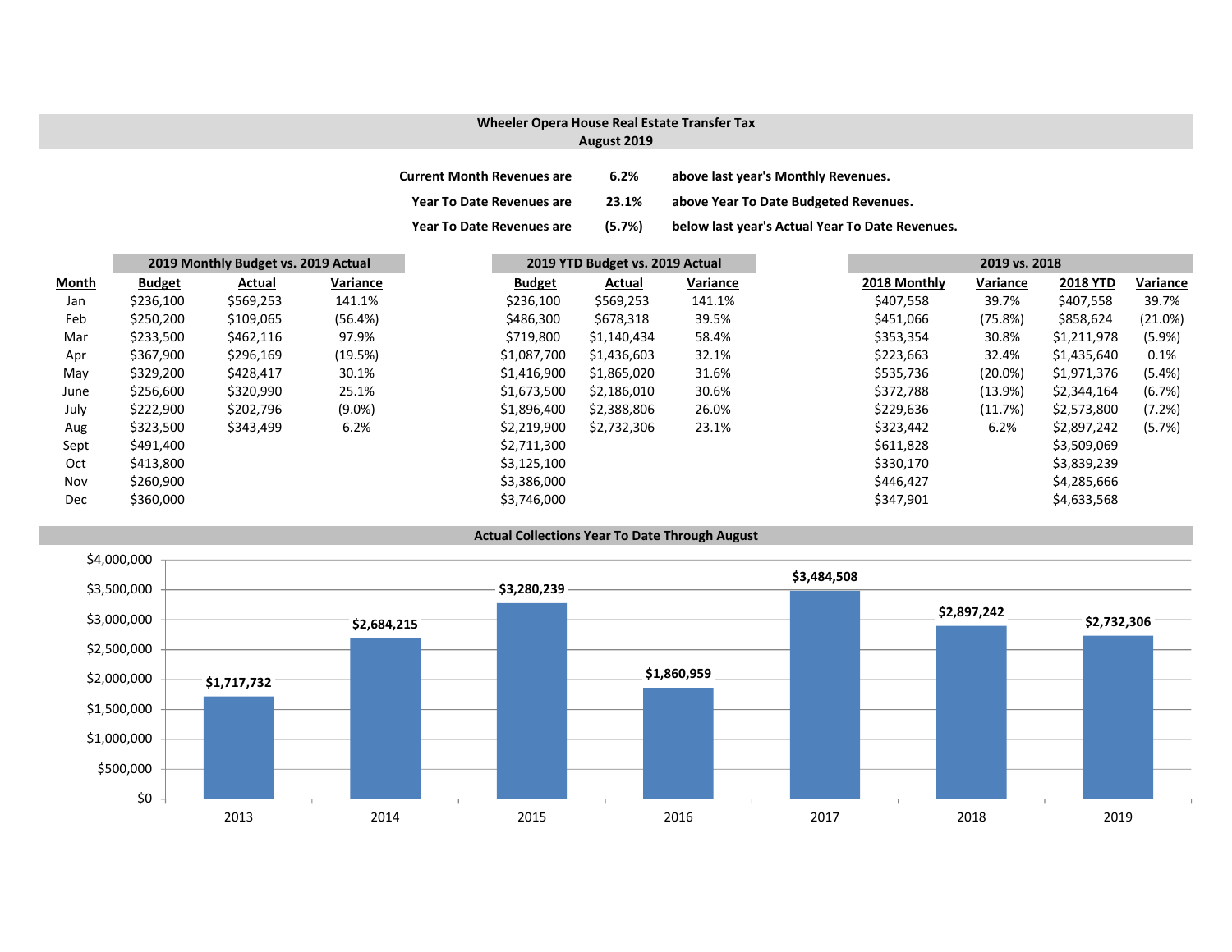**Wheeler Opera House Real Estate Transfer Tax**
**August 2019**

| | | |
|---|---|---|
| **Current Month Revenues are** | **6.2%** | **above last year's Monthly Revenues.** |
| **Year To Date Revenues are** | **23.1%** | **above Year To Date Budgeted Revenues.** |
| **Year To Date Revenues are** | **(5.7%)** | **below last year's Actual Year To Date Revenues.** |

| | 2019 Monthly Budget vs. 2019 Actual | | | 2019 YTD Budget vs. 2019 Actual | | | 2019 vs. 2018 | | | |
|---|---|---|---|---|---|---|---|---|---|---|
| **Month** | **Budget** | **Actual** | **Variance** | **Budget** | **Actual** | **Variance** | **2018 Monthly** | **Variance** | **2018 YTD** | **Variance** |
| Jan | $236,100 | $569,253 | 141.1% | $236,100 | $569,253 | 141.1% | $407,558 | 39.7% | $407,558 | 39.7% |
| Feb | $250,200 | $109,065 | (56.4%) | $486,300 | $678,318 | 39.5% | $451,066 | (75.8%) | $858,624 | (21.0%) |
| Mar | $233,500 | $462,116 | 97.9% | $719,800 | $1,140,434 | 58.4% | $353,354 | 30.8% | $1,211,978 | (5.9%) |
| Apr | $367,900 | $296,169 | (19.5%) | $1,087,700 | $1,436,603 | 32.1% | $223,663 | 32.4% | $1,435,640 | 0.1% |
| May | $329,200 | $428,417 | 30.1% | $1,416,900 | $1,865,020 | 31.6% | $535,736 | (20.0%) | $1,971,376 | (5.4%) |
| June | $256,600 | $320,990 | 25.1% | $1,673,500 | $2,186,010 | 30.6% | $372,788 | (13.9%) | $2,344,164 | (6.7%) |
| July | $222,900 | $202,796 | (9.0%) | $1,896,400 | $2,388,806 | 26.0% | $229,636 | (11.7%) | $2,573,800 | (7.2%) |
| Aug | $323,500 | $343,499 | 6.2% | $2,219,900 | $2,732,306 | 23.1% | $323,442 | 6.2% | $2,897,242 | (5.7%) |
| Sept | $491,400 | | | $2,711,300 | | | $611,828 | | $3,509,069 | |
| Oct | $413,800 | | | $3,125,100 | | | $330,170 | | $3,839,239 | |
| Nov | $260,900 | | | $3,386,000 | | | $446,427 | | $4,285,666 | |
| Dec | $360,000 | | | $3,746,000 | | | $347,901 | | $4,633,568 | |

**Actual Collections Year To Date Through August**

$4,000,000
$3,500,000
$3,000,000
$2,500,000
$2,000,000
$1,500,000
$1,000,000
$500,000
$0

2013: $1,717,732
2014: $2,684,215
2015: $3,280,239
2016: $1,860,959
2017: $3,484,508
2018: $2,897,242
2019: $2,732,306